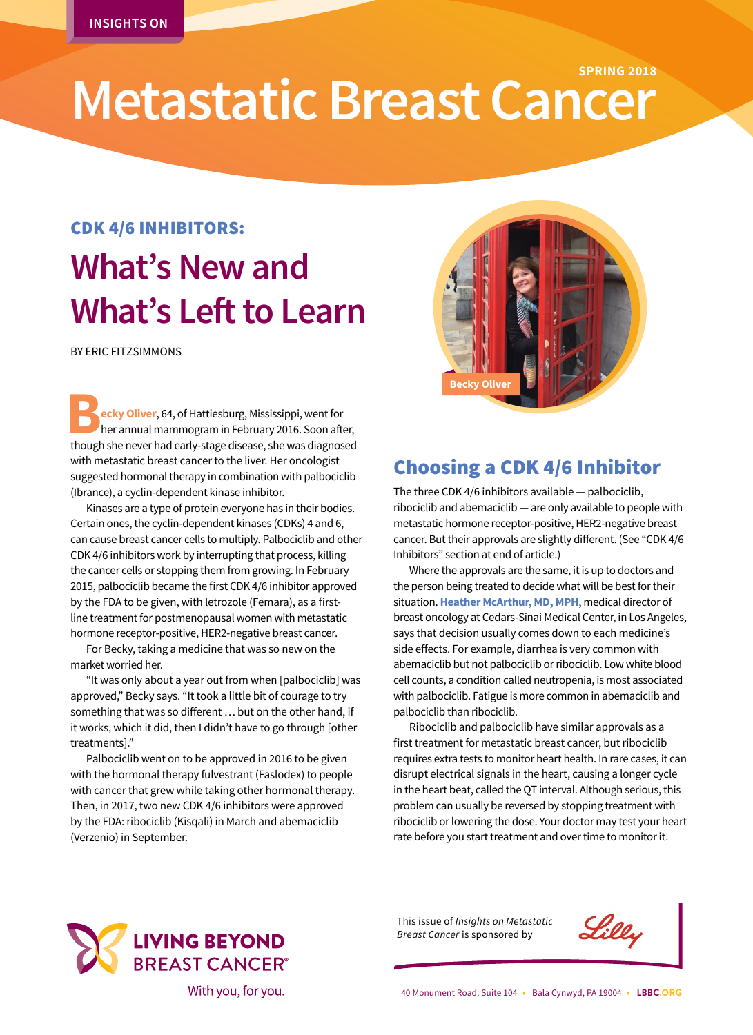INSIGHTS ON

SPRING 2018

# Metastatic Breast Cancer

### CDK 4/6 INHIBITORS:

## What's New and What's Left to Learn

BY ERIC FITZSIMMONS

**Becky Oliver**, 64, of Hattiesburg, Mississippi, went for her annual mammogram in February 2016. Soon after, though she never had early-stage disease, she was diagnosed with metastatic breast cancer to the liver. Her oncologist suggested hormonal therapy in combination with palbociclib (Ibrance), a cyclin-dependent kinase inhibitor.

Kinases are a type of protein everyone has in their bodies. Certain ones, the cyclin-dependent kinases (CDKs) 4 and 6, can cause breast cancer cells to multiply. Palbociclib and other CDK 4/6 inhibitors work by interrupting that process, killing the cancer cells or stopping them from growing. In February 2015, palbociclib became the first CDK 4/6 inhibitor approved by the FDA to be given, with letrozole (Femara), as a first-line treatment for postmenopausal women with metastatic hormone receptor-positive, HER2-negative breast cancer.

For Becky, taking a medicine that was so new on the market worried her.

"It was only about a year out from when [palbociclib] was approved," Becky says. "It took a little bit of courage to try something that was so different … but on the other hand, if it works, which it did, then I didn't have to go through [other treatments]."

Palbociclib went on to be approved in 2016 to be given with the hormonal therapy fulvestrant (Faslodex) to people with cancer that grew while taking other hormonal therapy. Then, in 2017, two new CDK 4/6 inhibitors were approved by the FDA: ribociclib (Kisqali) in March and abemaciclib (Verzenio) in September.

Becky Oliver

## Choosing a CDK 4/6 Inhibitor

The three CDK 4/6 inhibitors available — palbociclib, ribociclib and abemaciclib — are only available to people with metastatic hormone receptor-positive, HER2-negative breast cancer. But their approvals are slightly different. (See "CDK 4/6 Inhibitors" section at end of article.)

Where the approvals are the same, it is up to doctors and the person being treated to decide what will be best for their situation. **Heather McArthur, MD, MPH**, medical director of breast oncology at Cedars-Sinai Medical Center, in Los Angeles, says that decision usually comes down to each medicine's side effects. For example, diarrhea is very common with abemaciclib but not palbociclib or ribociclib. Low white blood cell counts, a condition called neutropenia, is most associated with palbociclib. Fatigue is more common in abemaciclib and palbociclib than ribociclib.

Ribociclib and palbociclib have similar approvals as a first treatment for metastatic breast cancer, but ribociclib requires extra tests to monitor heart health. In rare cases, it can disrupt electrical signals in the heart, causing a longer cycle in the heart beat, called the QT interval. Although serious, this problem can usually be reversed by stopping treatment with ribociclib or lowering the dose. Your doctor may test your heart rate before you start treatment and over time to monitor it.

LIVING BEYOND BREAST CANCER® With you, for you.

This issue of *Insights on Metastatic Breast Cancer* is sponsored by Lilly

40 Monument Road, Suite 104 • Bala Cynwyd, PA 19004 • LBBC.ORG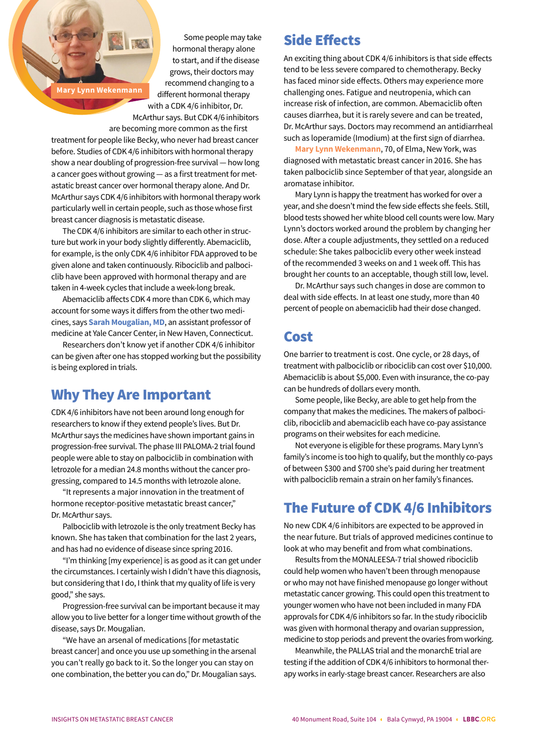Mary Lynn Wekenmann

Some people may take hormonal therapy alone to start, and if the disease grows, their doctors may recommend changing to a different hormonal therapy with a CDK 4/6 inhibitor, Dr. McArthur says. But CDK 4/6 inhibitors are becoming more common as the first treatment for people like Becky, who never had breast cancer before. Studies of CDK 4/6 inhibitors with hormonal therapy show a near doubling of progression-free survival — how long a cancer goes without growing — as a first treatment for metastatic breast cancer over hormonal therapy alone. And Dr. McArthur says CDK 4/6 inhibitors with hormonal therapy work particularly well in certain people, such as those whose first breast cancer diagnosis is metastatic disease.

The CDK 4/6 inhibitors are similar to each other in structure but work in your body slightly differently. Abemaciclib, for example, is the only CDK 4/6 inhibitor FDA approved to be given alone and taken continuously. Ribociclib and palbociclib have been approved with hormonal therapy and are taken in 4-week cycles that include a week-long break.

Abemaciclib affects CDK 4 more than CDK 6, which may account for some ways it differs from the other two medicines, says **Sarah Mougalian, MD**, an assistant professor of medicine at Yale Cancer Center, in New Haven, Connecticut.

Researchers don't know yet if another CDK 4/6 inhibitor can be given after one has stopped working but the possibility is being explored in trials.

## Why They Are Important

CDK 4/6 inhibitors have not been around long enough for researchers to know if they extend people's lives. But Dr. McArthur says the medicines have shown important gains in progression-free survival. The phase III PALOMA-2 trial found people were able to stay on palbociclib in combination with letrozole for a median 24.8 months without the cancer progressing, compared to 14.5 months with letrozole alone.

"It represents a major innovation in the treatment of hormone receptor-positive metastatic breast cancer," Dr. McArthur says.

Palbociclib with letrozole is the only treatment Becky has known. She has taken that combination for the last 2 years, and has had no evidence of disease since spring 2016.

"I'm thinking [my experience] is as good as it can get under the circumstances. I certainly wish I didn't have this diagnosis, but considering that I do, I think that my quality of life is very good," she says.

Progression-free survival can be important because it may allow you to live better for a longer time without growth of the disease, says Dr. Mougalian.

"We have an arsenal of medications [for metastatic breast cancer] and once you use up something in the arsenal you can't really go back to it. So the longer you can stay on one combination, the better you can do," Dr. Mougalian says.

## Side Effects

An exciting thing about CDK 4/6 inhibitors is that side effects tend to be less severe compared to chemotherapy. Becky has faced minor side effects. Others may experience more challenging ones. Fatigue and neutropenia, which can increase risk of infection, are common. Abemaciclib often causes diarrhea, but it is rarely severe and can be treated, Dr. McArthur says. Doctors may recommend an antidiarrheal such as loperamide (Imodium) at the first sign of diarrhea.

**Mary Lynn Wekenmann**, 70, of Elma, New York, was diagnosed with metastatic breast cancer in 2016. She has taken palbociclib since September of that year, alongside an aromatase inhibitor.

Mary Lynn is happy the treatment has worked for over a year, and she doesn't mind the few side effects she feels. Still, blood tests showed her white blood cell counts were low. Mary Lynn's doctors worked around the problem by changing her dose. After a couple adjustments, they settled on a reduced schedule: She takes palbociclib every other week instead of the recommended 3 weeks on and 1 week off. This has brought her counts to an acceptable, though still low, level.

Dr. McArthur says such changes in dose are common to deal with side effects. In at least one study, more than 40 percent of people on abemaciclib had their dose changed.

## Cost

One barrier to treatment is cost. One cycle, or 28 days, of treatment with palbociclib or ribociclib can cost over $10,000. Abemaciclib is about $5,000. Even with insurance, the co-pay can be hundreds of dollars every month.

Some people, like Becky, are able to get help from the company that makes the medicines. The makers of palbociclib, ribociclib and abemaciclib each have co-pay assistance programs on their websites for each medicine.

Not everyone is eligible for these programs. Mary Lynn's family's income is too high to qualify, but the monthly co-pays of between $300 and $700 she's paid during her treatment with palbociclib remain a strain on her family's finances.

## The Future of CDK 4/6 Inhibitors

No new CDK 4/6 inhibitors are expected to be approved in the near future. But trials of approved medicines continue to look at who may benefit and from what combinations.

Results from the MONALEESA-7 trial showed ribociclib could help women who haven't been through menopause or who may not have finished menopause go longer without metastatic cancer growing. This could open this treatment to younger women who have not been included in many FDA approvals for CDK 4/6 inhibitors so far. In the study ribociclib was given with hormonal therapy and ovarian suppression, medicine to stop periods and prevent the ovaries from working.

Meanwhile, the PALLAS trial and the monarchE trial are testing if the addition of CDK 4/6 inhibitors to hormonal therapy works in early-stage breast cancer. Researchers are also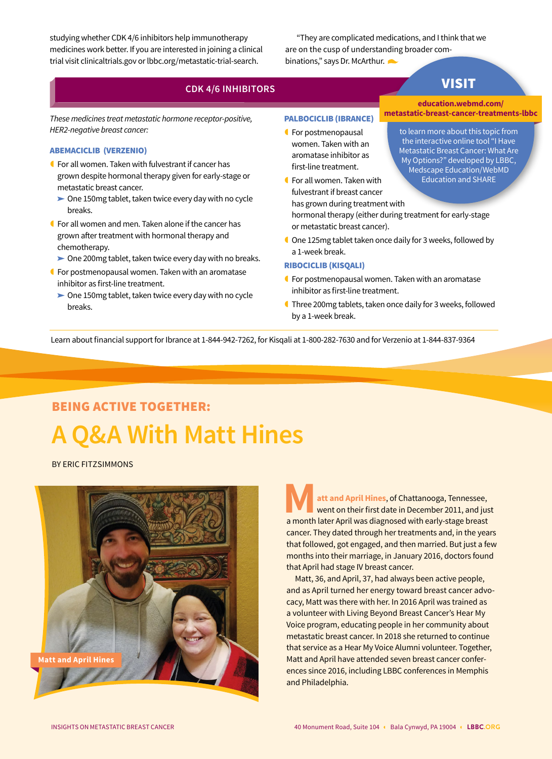studying whether CDK 4/6 inhibitors help immunotherapy medicines work better. If you are interested in joining a clinical trial visit clinicaltrials.gov or lbbc.org/metastatic-trial-search.

"They are complicated medications, and I think that we are on the cusp of understanding broader combinations," says Dr. McArthur.

## CDK 4/6 INHIBITORS

*These medicines treat metastatic hormone receptor-positive, HER2-negative breast cancer:*

### ABEMACICLIB (VERZENIO)

- For all women. Taken with fulvestrant if cancer has grown despite hormonal therapy given for early-stage or metastatic breast cancer.
  - One 150mg tablet, taken twice every day with no cycle breaks.
- For all women and men. Taken alone if the cancer has grown after treatment with hormonal therapy and chemotherapy.
  - One 200mg tablet, taken twice every day with no breaks.
- For postmenopausal women. Taken with an aromatase inhibitor as first-line treatment.
  - One 150mg tablet, taken twice every day with no cycle breaks.

### PALBOCICLIB (IBRANCE)

- For postmenopausal women. Taken with an aromatase inhibitor as first-line treatment.
- For all women. Taken with fulvestrant if breast cancer has grown during treatment with hormonal therapy (either during treatment for early-stage or metastatic breast cancer).
- One 125mg tablet taken once daily for 3 weeks, followed by a 1-week break.

### RIBOCICLIB (KISQALI)

- For postmenopausal women. Taken with an aromatase inhibitor as first-line treatment.
- Three 200mg tablets, taken once daily for 3 weeks, followed by a 1-week break.

Learn about financial support for Ibrance at 1-844-942-7262, for Kisqali at 1-800-282-7630 and for Verzenio at 1-844-837-9364

**VISIT**

**education.webmd.com/metastatic-breast-cancer-treatments-lbbc**

to learn more about this topic from the interactive online tool "I Have Metastatic Breast Cancer: What Are My Options?" developed by LBBC, Medscape Education/WebMD Education and SHARE

## BEING ACTIVE TOGETHER:

# A Q&A With Matt Hines

BY ERIC FITZSIMMONS

Matt and April Hines

**Matt and April Hines**, of Chattanooga, Tennessee, went on their first date in December 2011, and just a month later April was diagnosed with early-stage breast cancer. They dated through her treatments and, in the years that followed, got engaged, and then married. But just a few months into their marriage, in January 2016, doctors found that April had stage IV breast cancer.

Matt, 36, and April, 37, had always been active people, and as April turned her energy toward breast cancer advocacy, Matt was there with her. In 2016 April was trained as a volunteer with Living Beyond Breast Cancer's Hear My Voice program, educating people in her community about metastatic breast cancer. In 2018 she returned to continue that service as a Hear My Voice Alumni volunteer. Together, Matt and April have attended seven breast cancer conferences since 2016, including LBBC conferences in Memphis and Philadelphia.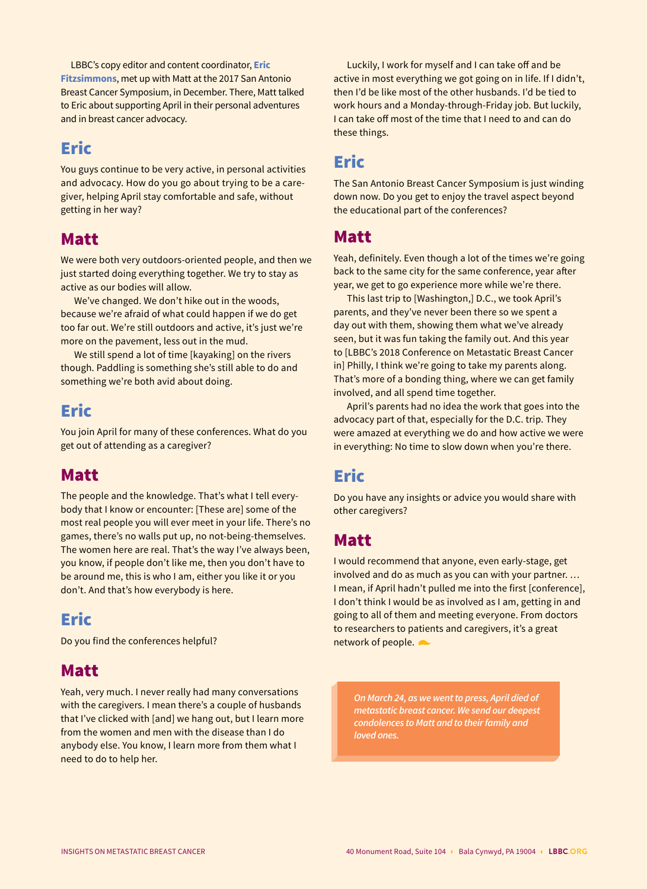LBBC's copy editor and content coordinator, **Eric Fitzsimmons**, met up with Matt at the 2017 San Antonio Breast Cancer Symposium, in December. There, Matt talked to Eric about supporting April in their personal adventures and in breast cancer advocacy.

## Eric

You guys continue to be very active, in personal activities and advocacy. How do you go about trying to be a caregiver, helping April stay comfortable and safe, without getting in her way?

## Matt

We were both very outdoors-oriented people, and then we just started doing everything together. We try to stay as active as our bodies will allow.

We've changed. We don't hike out in the woods, because we're afraid of what could happen if we do get too far out. We're still outdoors and active, it's just we're more on the pavement, less out in the mud.

We still spend a lot of time [kayaking] on the rivers though. Paddling is something she's still able to do and something we're both avid about doing.

## Eric

You join April for many of these conferences. What do you get out of attending as a caregiver?

## Matt

The people and the knowledge. That's what I tell everybody that I know or encounter: [These are] some of the most real people you will ever meet in your life. There's no games, there's no walls put up, no not-being-themselves. The women here are real. That's the way I've always been, you know, if people don't like me, then you don't have to be around me, this is who I am, either you like it or you don't. And that's how everybody is here.

## Eric

Do you find the conferences helpful?

## Matt

Yeah, very much. I never really had many conversations with the caregivers. I mean there's a couple of husbands that I've clicked with [and] we hang out, but I learn more from the women and men with the disease than I do anybody else. You know, I learn more from them what I need to do to help her.

Luckily, I work for myself and I can take off and be active in most everything we got going on in life. If I didn't, then I'd be like most of the other husbands. I'd be tied to work hours and a Monday-through-Friday job. But luckily, I can take off most of the time that I need to and can do these things.

## Eric

The San Antonio Breast Cancer Symposium is just winding down now. Do you get to enjoy the travel aspect beyond the educational part of the conferences?

## Matt

Yeah, definitely. Even though a lot of the times we're going back to the same city for the same conference, year after year, we get to go experience more while we're there.

This last trip to [Washington,] D.C., we took April's parents, and they've never been there so we spent a day out with them, showing them what we've already seen, but it was fun taking the family out. And this year to [LBBC's 2018 Conference on Metastatic Breast Cancer in] Philly, I think we're going to take my parents along. That's more of a bonding thing, where we can get family involved, and all spend time together.

April's parents had no idea the work that goes into the advocacy part of that, especially for the D.C. trip. They were amazed at everything we do and how active we were in everything: No time to slow down when you're there.

## Eric

Do you have any insights or advice you would share with other caregivers?

## Matt

I would recommend that anyone, even early-stage, get involved and do as much as you can with your partner. … I mean, if April hadn't pulled me into the first [conference], I don't think I would be as involved as I am, getting in and going to all of them and meeting everyone. From doctors to researchers to patients and caregivers, it's a great network of people.

*On March 24, as we went to press, April died of metastatic breast cancer. We send our deepest condolences to Matt and to their family and loved ones.*